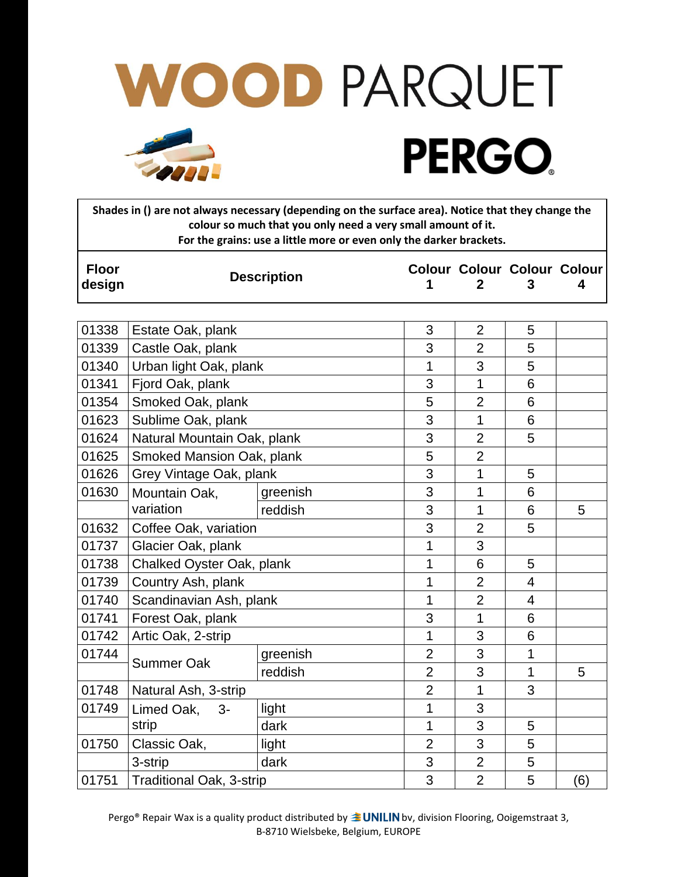# WOOD PARQUET

# PERGO

**Shades in () are not always necessary (depending on the surface area). Notice that they change the colour so much that you only need a very small amount of it.**
**For the grains: use a little more or even only the darker brackets.**

| Floor design | Description | | Colour 1 | Colour 2 | Colour 3 | Colour 4 |
|---|---|---|---|---|---|---|
| 01338 | Estate Oak, plank | | 3 | 2 | 5 | |
| 01339 | Castle Oak, plank | | 3 | 2 | 5 | |
| 01340 | Urban light Oak, plank | | 1 | 3 | 5 | |
| 01341 | Fjord Oak, plank | | 3 | 1 | 6 | |
| 01354 | Smoked Oak, plank | | 5 | 2 | 6 | |
| 01623 | Sublime Oak, plank | | 3 | 1 | 6 | |
| 01624 | Natural Mountain Oak, plank | | 3 | 2 | 5 | |
| 01625 | Smoked Mansion Oak, plank | | 5 | 2 | | |
| 01626 | Grey Vintage Oak, plank | | 3 | 1 | 5 | |
| 01630 | Mountain Oak, variation | greenish | 3 | 1 | 6 | |
| | | reddish | 3 | 1 | 6 | 5 |
| 01632 | Coffee Oak, variation | | 3 | 2 | 5 | |
| 01737 | Glacier Oak, plank | | 1 | 3 | | |
| 01738 | Chalked Oyster Oak, plank | | 1 | 6 | 5 | |
| 01739 | Country Ash, plank | | 1 | 2 | 4 | |
| 01740 | Scandinavian Ash, plank | | 1 | 2 | 4 | |
| 01741 | Forest Oak, plank | | 3 | 1 | 6 | |
| 01742 | Artic Oak, 2-strip | | 1 | 3 | 6 | |
| 01744 | Summer Oak | greenish | 2 | 3 | 1 | |
| | | reddish | 2 | 3 | 1 | 5 |
| 01748 | Natural Ash, 3-strip | | 2 | 1 | 3 | |
| 01749 | Limed Oak, 3-strip | light | 1 | 3 | | |
| | | dark | 1 | 3 | 5 | |
| 01750 | Classic Oak, 3-strip | light | 2 | 3 | 5 | |
| | | dark | 3 | 2 | 5 | |
| 01751 | Traditional Oak, 3-strip | | 3 | 2 | 5 | (6) |

Pergo® Repair Wax is a quality product distributed by UNILIN bv, division Flooring, Ooigemstraat 3, B-8710 Wielsbeke, Belgium, EUROPE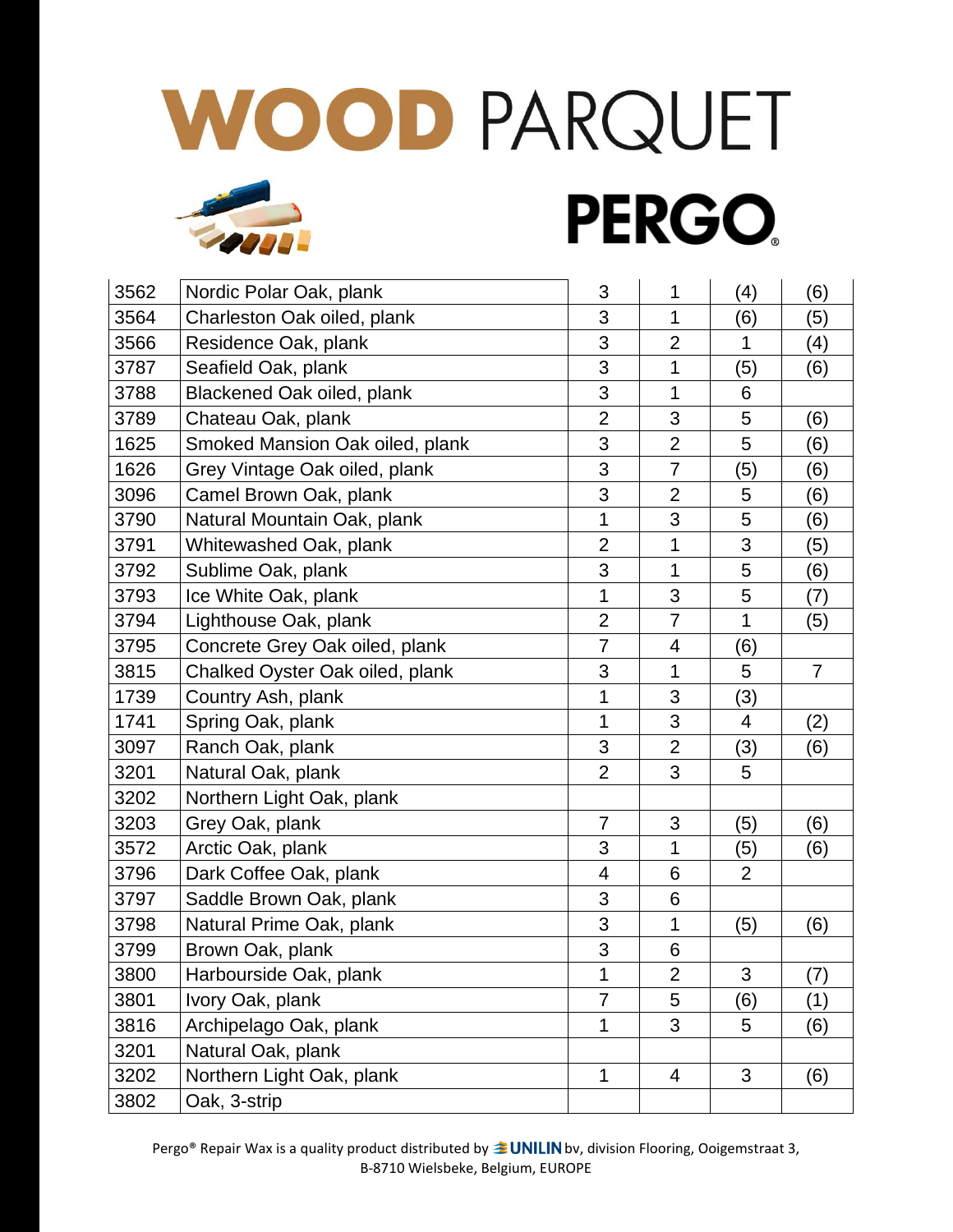# WOOD PARQUET

# PERGO

| | | | | | |
|---|---|---|---|---|---|
| 3562 | Nordic Polar Oak, plank | 3 | 1 | (4) | (6) |
| 3564 | Charleston Oak oiled, plank | 3 | 1 | (6) | (5) |
| 3566 | Residence Oak, plank | 3 | 2 | 1 | (4) |
| 3787 | Seafield Oak, plank | 3 | 1 | (5) | (6) |
| 3788 | Blackened Oak oiled, plank | 3 | 1 | 6 | |
| 3789 | Chateau Oak, plank | 2 | 3 | 5 | (6) |
| 1625 | Smoked Mansion Oak oiled, plank | 3 | 2 | 5 | (6) |
| 1626 | Grey Vintage Oak oiled, plank | 3 | 7 | (5) | (6) |
| 3096 | Camel Brown Oak, plank | 3 | 2 | 5 | (6) |
| 3790 | Natural Mountain Oak, plank | 1 | 3 | 5 | (6) |
| 3791 | Whitewashed Oak, plank | 2 | 1 | 3 | (5) |
| 3792 | Sublime Oak, plank | 3 | 1 | 5 | (6) |
| 3793 | Ice White Oak, plank | 1 | 3 | 5 | (7) |
| 3794 | Lighthouse Oak, plank | 2 | 7 | 1 | (5) |
| 3795 | Concrete Grey Oak oiled, plank | 7 | 4 | (6) | |
| 3815 | Chalked Oyster Oak oiled, plank | 3 | 1 | 5 | 7 |
| 1739 | Country Ash, plank | 1 | 3 | (3) | |
| 1741 | Spring Oak, plank | 1 | 3 | 4 | (2) |
| 3097 | Ranch Oak, plank | 3 | 2 | (3) | (6) |
| 3201 | Natural Oak, plank | 2 | 3 | 5 | |
| 3202 | Northern Light Oak, plank | | | | |
| 3203 | Grey Oak, plank | 7 | 3 | (5) | (6) |
| 3572 | Arctic Oak, plank | 3 | 1 | (5) | (6) |
| 3796 | Dark Coffee Oak, plank | 4 | 6 | 2 | |
| 3797 | Saddle Brown Oak, plank | 3 | 6 | | |
| 3798 | Natural Prime Oak, plank | 3 | 1 | (5) | (6) |
| 3799 | Brown Oak, plank | 3 | 6 | | |
| 3800 | Harbourside Oak, plank | 1 | 2 | 3 | (7) |
| 3801 | Ivory Oak, plank | 7 | 5 | (6) | (1) |
| 3816 | Archipelago Oak, plank | 1 | 3 | 5 | (6) |
| 3201 | Natural Oak, plank | | | | |
| 3202 | Northern Light Oak, plank | 1 | 4 | 3 | (6) |
| 3802 | Oak, 3-strip | | | | |

Pergo® Repair Wax is a quality product distributed by UNILIN bv, division Flooring, Ooigemstraat 3, B-8710 Wielsbeke, Belgium, EUROPE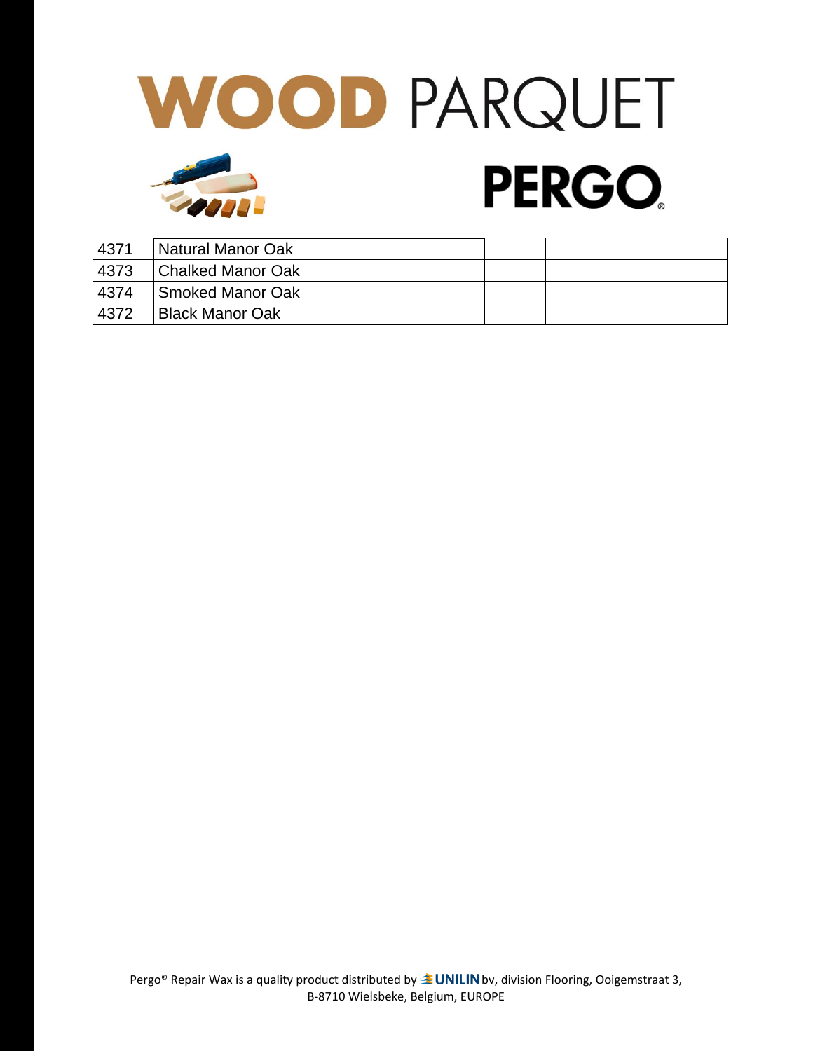# WOOD PARQUET

PERGO

| | | | | | |
|---|---|---|---|---|---|
| 4371 | Natural Manor Oak | | | | |
| 4373 | Chalked Manor Oak | | | | |
| 4374 | Smoked Manor Oak | | | | |
| 4372 | Black Manor Oak | | | | |

Pergo® Repair Wax is a quality product distributed by UNILIN bv, division Flooring, Ooigemstraat 3, B-8710 Wielsbeke, Belgium, EUROPE